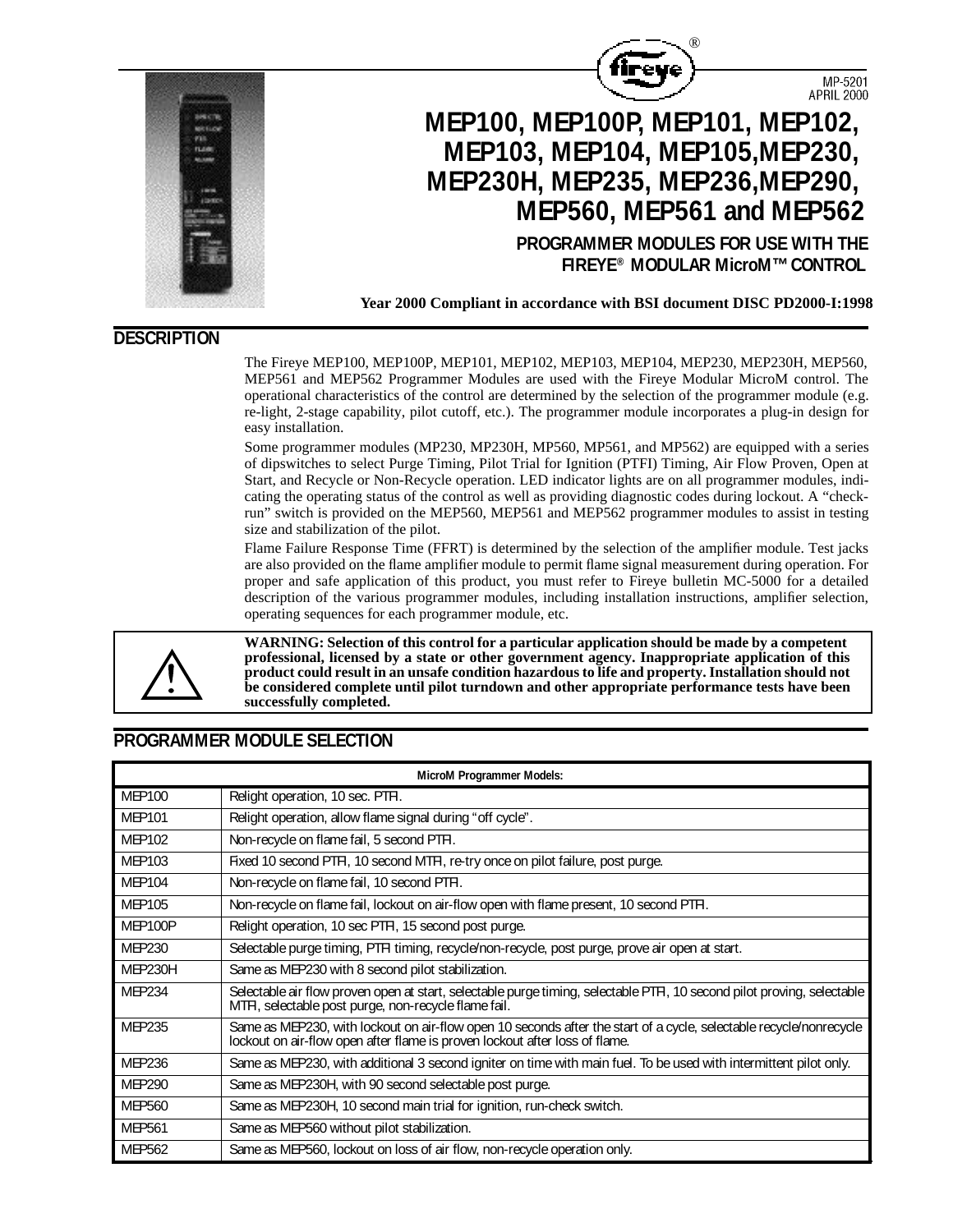MP-5201
APRIL 2000

# MEP100, MEP100P, MEP101, MEP102, MEP103, MEP104, MEP105,MEP230, MEP230H, MEP235, MEP236,MEP290, MEP560, MEP561 and MEP562

**PROGRAMMER MODULES FOR USE WITH THE FIREYE® MODULAR MicroM™ CONTROL**

**Year 2000 Compliant in accordance with BSI document DISC PD2000-I:1998**

## DESCRIPTION

The Fireye MEP100, MEP100P, MEP101, MEP102, MEP103, MEP104, MEP230, MEP230H, MEP560, MEP561 and MEP562 Programmer Modules are used with the Fireye Modular MicroM control. The operational characteristics of the control are determined by the selection of the programmer module (e.g. re-light, 2-stage capability, pilot cutoff, etc.). The programmer module incorporates a plug-in design for easy installation.

Some programmer modules (MP230, MP230H, MP560, MP561, and MP562) are equipped with a series of dipswitches to select Purge Timing, Pilot Trial for Ignition (PTFI) Timing, Air Flow Proven, Open at Start, and Recycle or Non-Recycle operation. LED indicator lights are on all programmer modules, indicating the operating status of the control as well as providing diagnostic codes during lockout. A "check-run" switch is provided on the MEP560, MEP561 and MEP562 programmer modules to assist in testing size and stabilization of the pilot.

Flame Failure Response Time (FFRT) is determined by the selection of the amplifier module. Test jacks are also provided on the flame amplifier module to permit flame signal measurement during operation. For proper and safe application of this product, you must refer to Fireye bulletin MC-5000 for a detailed description of the various programmer modules, including installation instructions, amplifier selection, operating sequences for each programmer module, etc.

**WARNING: Selection of this control for a particular application should be made by a competent professional, licensed by a state or other government agency. Inappropriate application of this product could result in an unsafe condition hazardous to life and property. Installation should not be considered complete until pilot turndown and other appropriate performance tests have been successfully completed.**

## PROGRAMMER MODULE SELECTION

| MicroM Programmer Models: | |
|---|---|
| MEP100 | Relight operation, 10 sec. PTFI. |
| MEP101 | Relight operation, allow flame signal during "off cycle". |
| MEP102 | Non-recycle on flame fail, 5 second PTFI. |
| MEP103 | Fixed 10 second PTFI, 10 second MTFI, re-try once on pilot failure, post purge. |
| MEP104 | Non-recycle on flame fail, 10 second PTFI. |
| MEP105 | Non-recycle on flame fail, lockout on air-flow open with flame present, 10 second PTFI. |
| MEP100P | Relight operation, 10 sec PTFI, 15 second post purge. |
| MEP230 | Selectable purge timing, PTFI timing, recycle/non-recycle, post purge, prove air open at start. |
| MEP230H | Same as MEP230 with 8 second pilot stabilization. |
| MEP234 | Selectable air flow proven open at start, selectable purge timing, selectable PTFI, 10 second pilot proving, selectable MTFI, selectable post purge, non-recycle flame fail. |
| MEP235 | Same as MEP230, with lockout on air-flow open 10 seconds after the start of a cycle, selectable recycle/nonrecycle lockout on air-flow open after flame is proven lockout after loss of flame. |
| MEP236 | Same as MEP230, with additional 3 second igniter on time with main fuel. To be used with intermittent pilot only. |
| MEP290 | Same as MEP230H, with 90 second selectable post purge. |
| MEP560 | Same as MEP230H, 10 second main trial for ignition, run-check switch. |
| MEP561 | Same as MEP560 without pilot stabilization. |
| MEP562 | Same as MEP560, lockout on loss of air flow, non-recycle operation only. |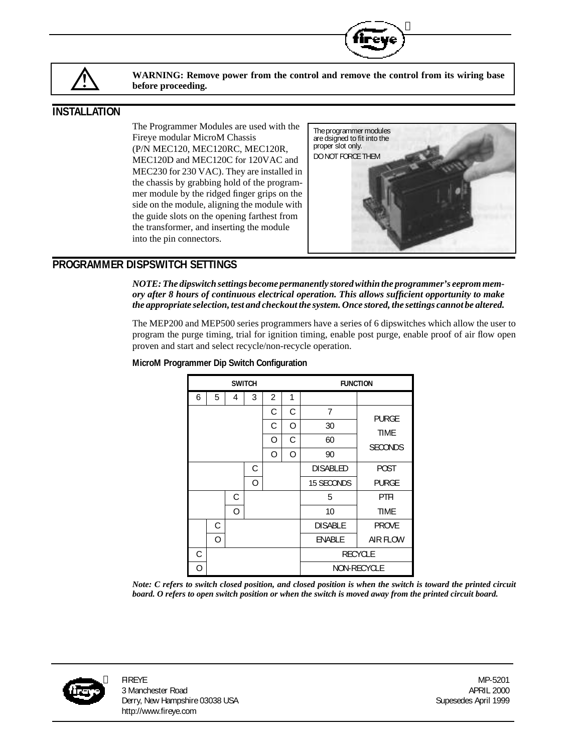**WARNING: Remove power from the control and remove the control from its wiring base before proceeding.**

## INSTALLATION

The Programmer Modules are used with the Fireye modular MicroM Chassis (P/N MEC120, MEC120RC, MEC120R, MEC120D and MEC120C for 120VAC and MEC230 for 230 VAC). They are installed in the chassis by grabbing hold of the programmer module by the ridged finger grips on the side on the module, aligning the module with the guide slots on the opening farthest from the transformer, and inserting the module into the pin connectors.

The programmer modules are dsigned to fit into the proper slot only.
DO NOT FORCE THEM

## PROGRAMMER DISPSWITCH SETTINGS

***NOTE: The dipswitch settings become permanently stored within the programmer's eeprom memory after 8 hours of continuous electrical operation. This allows sufficient opportunity to make the appropriate selection, test and checkout the system. Once stored, the settings cannot be altered.***

The MEP200 and MEP500 series programmers have a series of 6 dipswitches which allow the user to program the purge timing, trial for ignition timing, enable post purge, enable proof of air flow open proven and start and select recycle/non-recycle operation.

**MicroM Programmer Dip Switch Configuration**

| SWITCH | | | | | | FUNCTION | |
|---|---|---|---|---|---|---|---|
| 6 | 5 | 4 | 3 | 2 | 1 | | |
| | | | | C | C | 7 | PURGE TIME SECONDS |
| | | | | C | O | 30 | |
| | | | | O | C | 60 | |
| | | | | O | O | 90 | |
| | | | C | | | DISABLED | POST PURGE |
| | | | O | | | 15 SECONDS | |
| | | C | | | | 5 | PTFI TIME |
| | | O | | | | 10 | |
| | C | | | | | DISABLE | PROVE AIR FLOW |
| | O | | | | | ENABLE | |
| C | | | | | | RECYCLE | |
| O | | | | | | NON-RECYCLE | |

***Note: C refers to switch closed position, and closed position is when the switch is toward the printed circuit board. O refers to open switch position or when the switch is moved away from the printed circuit board.***

FIREYE
3 Manchester Road
Derry, New Hampshire 03038 USA
http://www.fireye.com

MP-5201
APRIL 2000
Supesedes April 1999